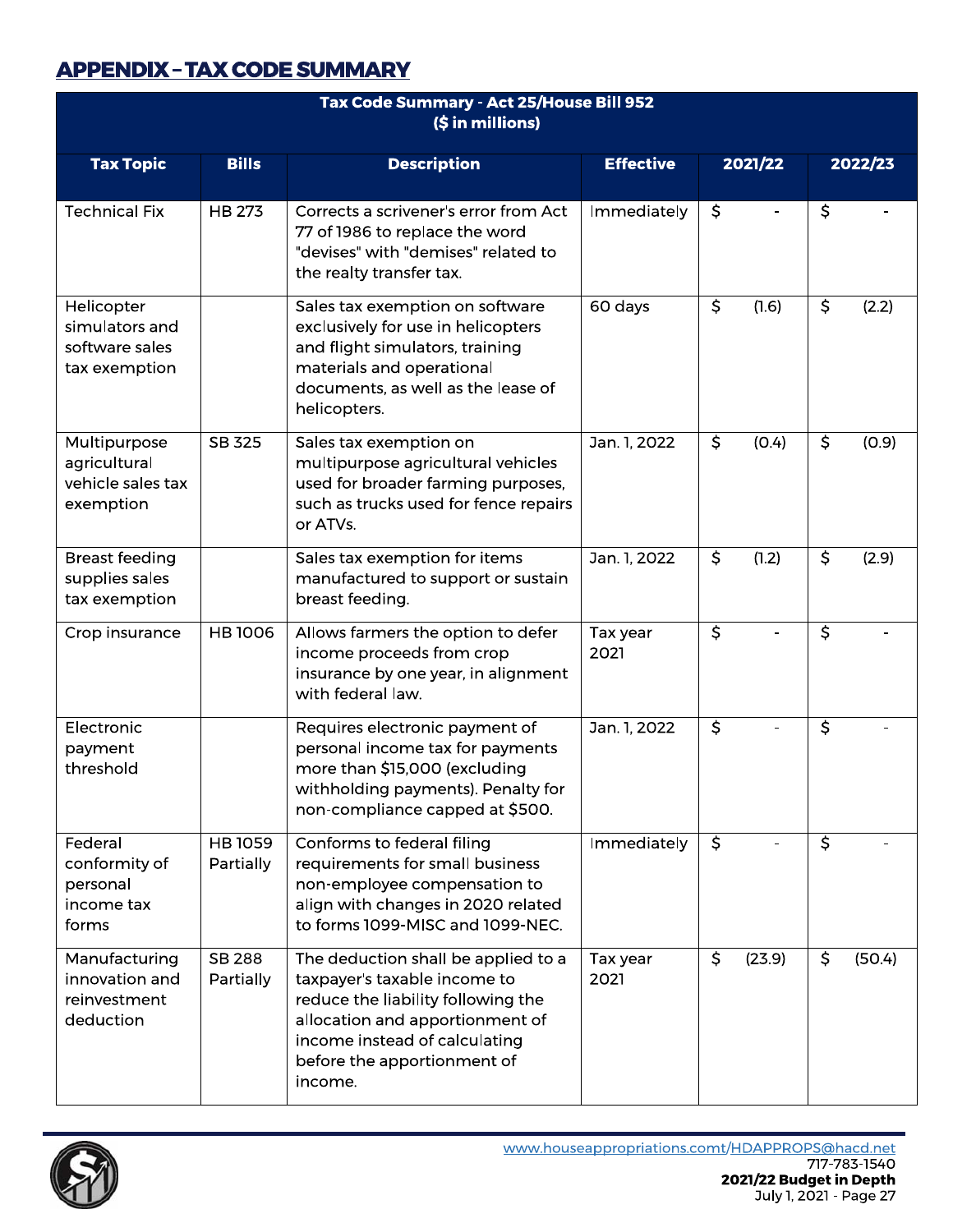## APPENDIX – TAX CODE SUMMARY

| Tax Code Summary - Act 25/House Bill 952 ($ in millions) | | | | | |
|---|---|---|---|---|---|
| **Tax Topic** | **Bills** | **Description** | **Effective** | **2021/22** | **2022/23** |
| Technical Fix | HB 273 | Corrects a scrivener's error from Act 77 of 1986 to replace the word "devises" with "demises" related to the realty transfer tax. | Immediately | $ - | $ - |
| Helicopter simulators and software sales tax exemption | | Sales tax exemption on software exclusively for use in helicopters and flight simulators, training materials and operational documents, as well as the lease of helicopters. | 60 days | $ (1.6) | $ (2.2) |
| Multipurpose agricultural vehicle sales tax exemption | SB 325 | Sales tax exemption on multipurpose agricultural vehicles used for broader farming purposes, such as trucks used for fence repairs or ATVs. | Jan. 1, 2022 | $ (0.4) | $ (0.9) |
| Breast feeding supplies sales tax exemption | | Sales tax exemption for items manufactured to support or sustain breast feeding. | Jan. 1, 2022 | $ (1.2) | $ (2.9) |
| Crop insurance | HB 1006 | Allows farmers the option to defer income proceeds from crop insurance by one year, in alignment with federal law. | Tax year 2021 | $ - | $ - |
| Electronic payment threshold | | Requires electronic payment of personal income tax for payments more than $15,000 (excluding withholding payments). Penalty for non-compliance capped at $500. | Jan. 1, 2022 | $ - | $ - |
| Federal conformity of personal income tax forms | HB 1059 Partially | Conforms to federal filing requirements for small business non-employee compensation to align with changes in 2020 related to forms 1099-MISC and 1099-NEC. | Immediately | $ - | $ - |
| Manufacturing innovation and reinvestment deduction | SB 288 Partially | The deduction shall be applied to a taxpayer's taxable income to reduce the liability following the allocation and apportionment of income instead of calculating before the apportionment of income. | Tax year 2021 | $ (23.9) | $ (50.4) |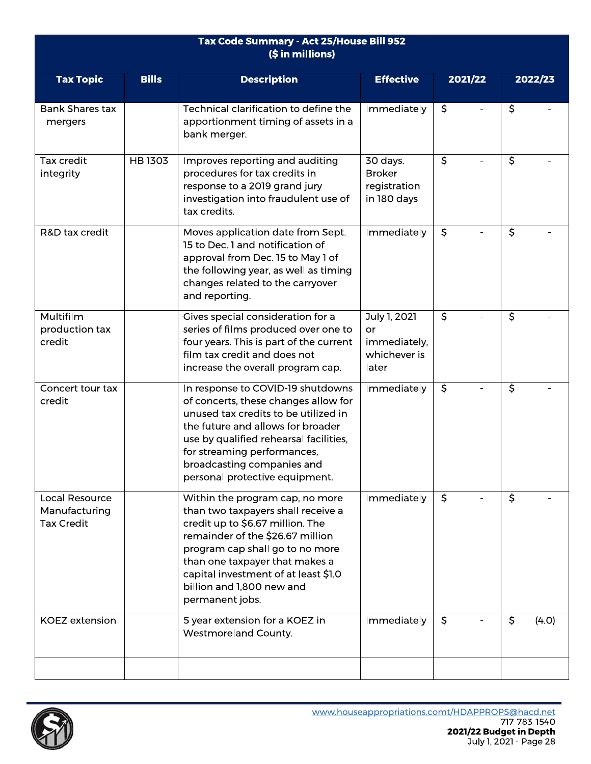| Tax Code Summary - Act 25/House Bill 952 ($ in millions) | | | | | |
|---|---|---|---|---|---|
| **Tax Topic** | **Bills** | **Description** | **Effective** | **2021/22** | **2022/23** |
| Bank Shares tax - mergers | | Technical clarification to define the apportionment timing of assets in a bank merger. | Immediately | $ - | $ - |
| Tax credit integrity | HB 1303 | Improves reporting and auditing procedures for tax credits in response to a 2019 grand jury investigation into fraudulent use of tax credits. | 30 days. Broker registration in 180 days | $ - | $ - |
| R&D tax credit | | Moves application date from Sept. 15 to Dec. 1 and notification of approval from Dec. 15 to May 1 of the following year, as well as timing changes related to the carryover and reporting. | Immediately | $ - | $ - |
| Multifilm production tax credit | | Gives special consideration for a series of films produced over one to four years. This is part of the current film tax credit and does not increase the overall program cap. | July 1, 2021 or immediately, whichever is later | $ - | $ - |
| Concert tour tax credit | | In response to COVID-19 shutdowns of concerts, these changes allow for unused tax credits to be utilized in the future and allows for broader use by qualified rehearsal facilities, for streaming performances, broadcasting companies and personal protective equipment. | Immediately | $ - | $ - |
| Local Resource Manufacturing Tax Credit | | Within the program cap, no more than two taxpayers shall receive a credit up to $6.67 million. The remainder of the $26.67 million program cap shall go to no more than one taxpayer that makes a capital investment of at least $1.0 billion and 1,800 new and permanent jobs. | Immediately | $ - | $ - |
| KOEZ extension | | 5 year extension for a KOEZ in Westmoreland County. | Immediately | $ - | $ (4.0) |
| | | | | | |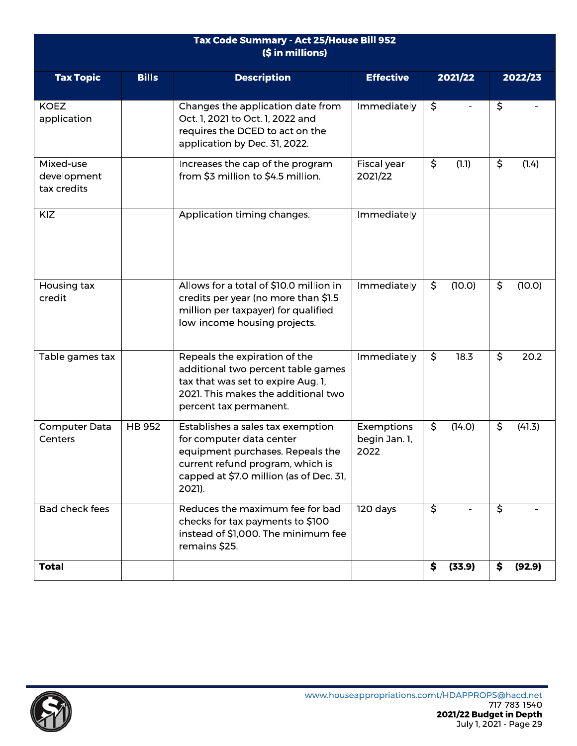**Tax Code Summary - Act 25/House Bill 952**
**($ in millions)**

| Tax Topic | Bills | Description | Effective | 2021/22 | 2022/23 |
|---|---|---|---|---|---|
| KOEZ application | | Changes the application date from Oct. 1, 2021 to Oct. 1, 2022 and requires the DCED to act on the application by Dec. 31, 2022. | Immediately | $ - | $ - |
| Mixed-use development tax credits | | Increases the cap of the program from $3 million to $4.5 million. | Fiscal year 2021/22 | $ (1.1) | $ (1.4) |
| KIZ | | Application timing changes. | Immediately | | |
| Housing tax credit | | Allows for a total of $10.0 million in credits per year (no more than $1.5 million per taxpayer) for qualified low-income housing projects. | Immediately | $ (10.0) | $ (10.0) |
| Table games tax | | Repeals the expiration of the additional two percent table games tax that was set to expire Aug. 1, 2021. This makes the additional two percent tax permanent. | Immediately | $ 18.3 | $ 20.2 |
| Computer Data Centers | HB 952 | Establishes a sales tax exemption for computer data center equipment purchases. Repeals the current refund program, which is capped at $7.0 million (as of Dec. 31, 2021). | Exemptions begin Jan. 1, 2022 | $ (14.0) | $ (41.3) |
| Bad check fees | | Reduces the maximum fee for bad checks for tax payments to $100 instead of $1,000. The minimum fee remains $25. | 120 days | $ - | $ - |
| **Total** | | | | **$ (33.9)** | **$ (92.9)** |